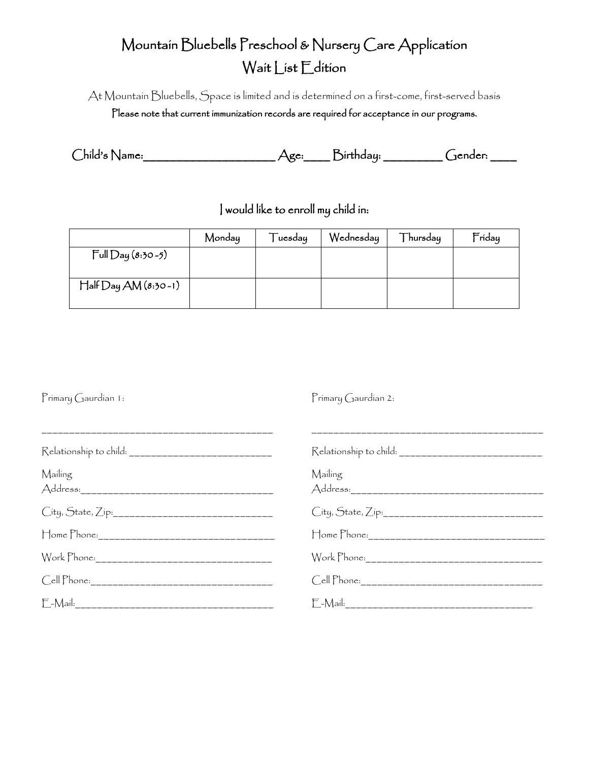# Mountain Bluebells Preschool & Nursery Care Application
## Wait List Edition

At Mountain Bluebells, Space is limited and is determined on a first-come, first-served basis

**Please note that current immunization records are required for acceptance in our programs.**

Child's Name:____________________ Age:____ Birthday: _________ Gender: ____

I would like to enroll my child in:

| | Monday | Tuesday | Wednesday | Thursday | Friday |
|---|---|---|---|---|---|
| Full Day (8:30 -5) | | | | | |
| Half Day AM (8:30 -1) | | | | | |

Primary Gaurdian 1:

_________________________________________

Relationship to child: ___________________________

Mailing Address:__________________________________

City, State, Zip:_____________________________

Home Phone:_________________________________

Work Phone:_________________________________

Cell Phone:__________________________________

E-Mail:_____________________________________

Primary Gaurdian 2:

_________________________________________

Relationship to child: ___________________________

Mailing Address:__________________________________

City, State, Zip:_____________________________

Home Phone:_________________________________

Work Phone:_________________________________

Cell Phone:__________________________________

E-Mail:___________________________________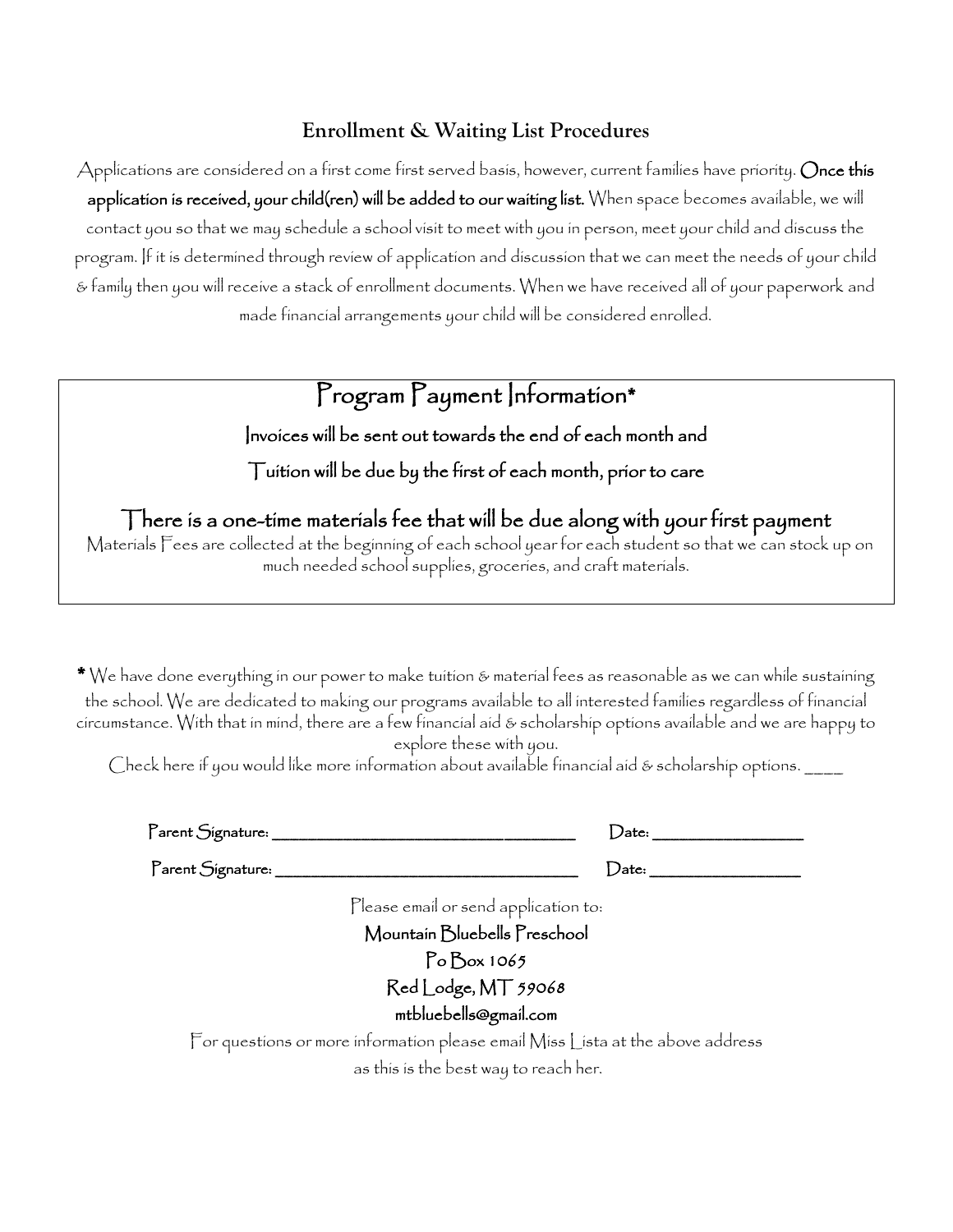## Enrollment & Waiting List Procedures

Applications are considered on a first come first served basis, however, current families have priority. **Once this application is received, your child(ren) will be added to our waiting list.** When space becomes available, we will contact you so that we may schedule a school visit to meet with you in person, meet your child and discuss the program. If it is determined through review of application and discussion that we can meet the needs of your child & family then you will receive a stack of enrollment documents. When we have received all of your paperwork and made financial arrangements your child will be considered enrolled.

## Program Payment Information*

**Invoices will be sent out towards the end of each month and**

**Tuition will be due by the first of each month, prior to care**

### There is a one-time materials fee that will be due along with your first payment

Materials Fees are collected at the beginning of each school year for each student so that we can stock up on much needed school supplies, groceries, and craft materials.

**\*** We have done everything in our power to make tuition & material fees as reasonable as we can while sustaining the school. We are dedicated to making our programs available to all interested families regardless of financial circumstance. With that in mind, there are a few financial aid & scholarship options available and we are happy to explore these with you.

Check here if you would like more information about available financial aid & scholarship options. ____

Parent Signature: ______________________________ Date: ______________

Parent Signature: ______________________________ Date: ______________

Please email or send application to:

**Mountain Bluebells Preschool**

**Po Box 1065**

**Red Lodge, MT 59068**

**mtbluebells@gmail.com**

For questions or more information please email Miss Lista at the above address as this is the best way to reach her.